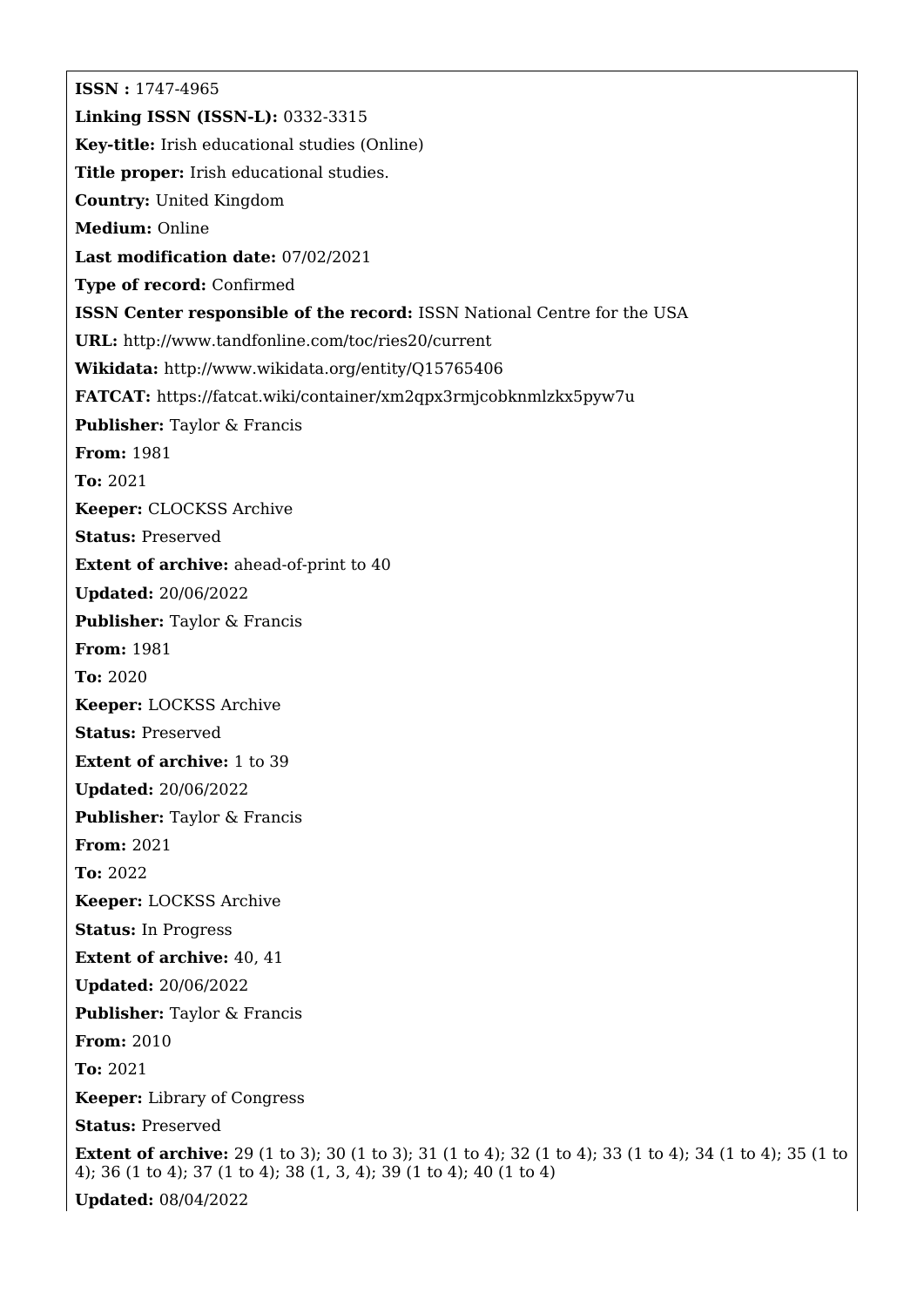**ISSN :** 1747-4965

**Linking ISSN (ISSN-L):** 0332-3315

**Key-title:** Irish educational studies (Online)

**Title proper:** Irish educational studies.

**Country:** United Kingdom

**Medium:** Online

**Last modification date:** 07/02/2021

**Type of record:** Confirmed

**ISSN Center responsible of the record:** ISSN National Centre for the USA

**URL:** http://www.tandfonline.com/toc/ries20/current

**Wikidata:** http://www.wikidata.org/entity/Q15765406

**FATCAT:** https://fatcat.wiki/container/xm2qpx3rmjcobknmlzkx5pyw7u

**Publisher:** Taylor & Francis

**From:** 1981

**To:** 2021

**Keeper:** CLOCKSS Archive

**Status:** Preserved

**Extent of archive:** ahead-of-print to 40

**Updated:** 20/06/2022

**Publisher:** Taylor & Francis

**From:** 1981

**To:** 2020

**Keeper:** LOCKSS Archive

**Status:** Preserved

**Extent of archive:** 1 to 39

**Updated:** 20/06/2022

**Publisher:** Taylor & Francis

**From:** 2021

**To:** 2022

**Keeper:** LOCKSS Archive

**Status:** In Progress

**Extent of archive:** 40, 41

**Updated:** 20/06/2022

**Publisher:** Taylor & Francis

**From:** 2010

**To:** 2021

**Keeper:** Library of Congress

**Status:** Preserved

**Extent of archive:** 29 (1 to 3); 30 (1 to 3); 31 (1 to 4); 32 (1 to 4); 33 (1 to 4); 34 (1 to 4); 35 (1 to 4); 36 (1 to 4); 37 (1 to 4); 38 (1, 3, 4); 39 (1 to 4); 40 (1 to 4)

**Updated:** 08/04/2022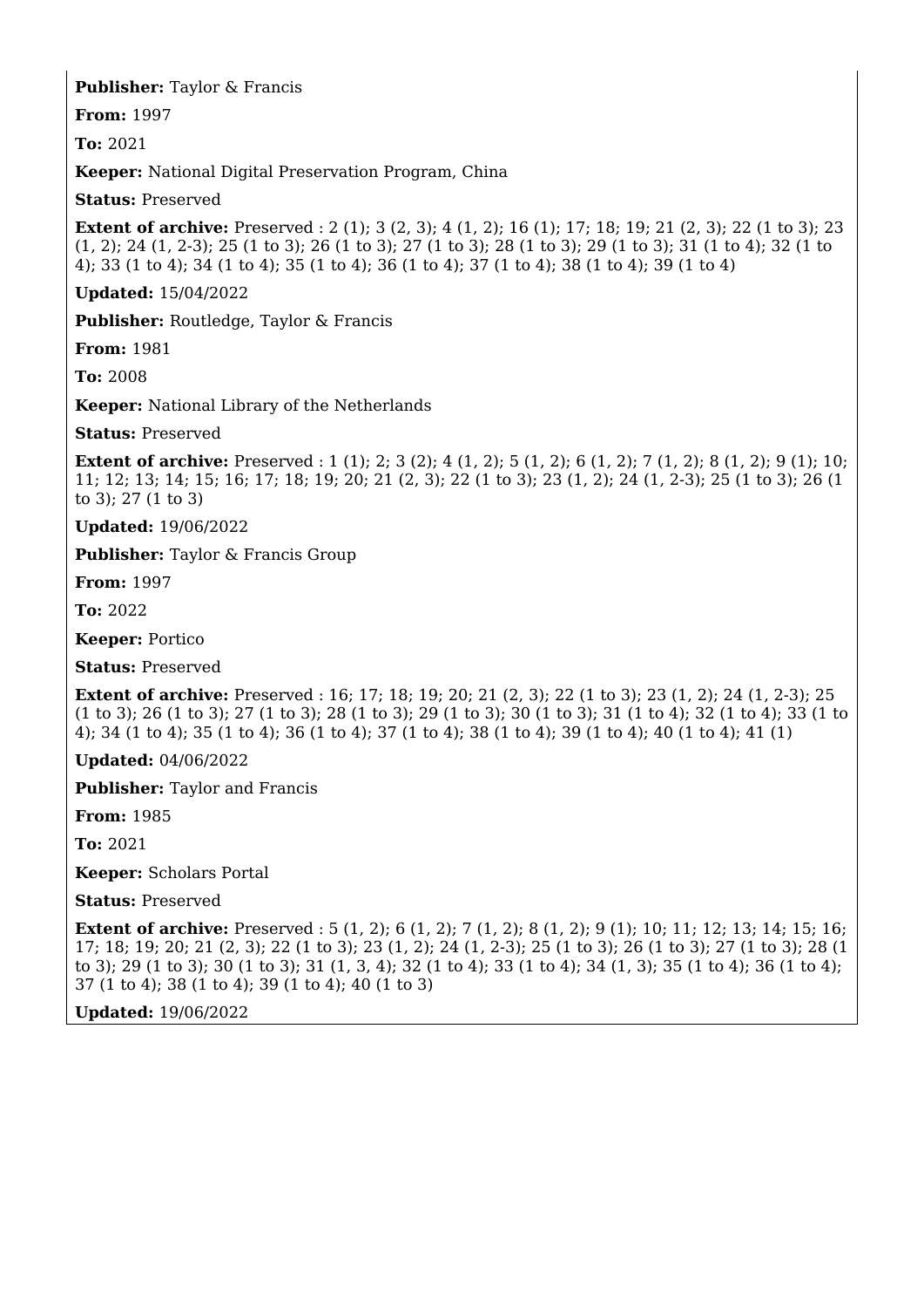**Publisher:** Taylor & Francis

**From:** 1997

**To:** 2021

**Keeper:** National Digital Preservation Program, China

**Status:** Preserved

**Extent of archive:** Preserved : 2 (1); 3 (2, 3); 4 (1, 2); 16 (1); 17; 18; 19; 21 (2, 3); 22 (1 to 3); 23 (1, 2); 24 (1, 2-3); 25 (1 to 3); 26 (1 to 3); 27 (1 to 3); 28 (1 to 3); 29 (1 to 3); 31 (1 to 4); 32 (1 to 4); 33 (1 to 4); 34 (1 to 4); 35 (1 to 4); 36 (1 to 4); 37 (1 to 4); 38 (1 to 4); 39 (1 to 4)

**Updated:** 15/04/2022

**Publisher:** Routledge, Taylor & Francis

**From:** 1981

**To:** 2008

**Keeper:** National Library of the Netherlands

**Status:** Preserved

**Extent of archive:** Preserved : 1 (1); 2; 3 (2); 4 (1, 2); 5 (1, 2); 6 (1, 2); 7 (1, 2); 8 (1, 2); 9 (1); 10; 11; 12; 13; 14; 15; 16; 17; 18; 19; 20; 21 (2, 3); 22 (1 to 3); 23 (1, 2); 24 (1, 2-3); 25 (1 to 3); 26 (1 to 3); 27 (1 to 3)

**Updated:** 19/06/2022

**Publisher:** Taylor & Francis Group

**From:** 1997

**To:** 2022

**Keeper:** Portico

**Status:** Preserved

**Extent of archive:** Preserved : 16; 17; 18; 19; 20; 21 (2, 3); 22 (1 to 3); 23 (1, 2); 24 (1, 2-3); 25 (1 to 3); 26 (1 to 3); 27 (1 to 3); 28 (1 to 3); 29 (1 to 3); 30 (1 to 3); 31 (1 to 4); 32 (1 to 4); 33 (1 to 4); 34 (1 to 4); 35 (1 to 4); 36 (1 to 4); 37 (1 to 4); 38 (1 to 4); 39 (1 to 4); 40 (1 to 4); 41 (1)

**Updated:** 04/06/2022

**Publisher:** Taylor and Francis

**From:** 1985

**To:** 2021

**Keeper:** Scholars Portal

**Status:** Preserved

**Extent of archive:** Preserved : 5 (1, 2); 6 (1, 2); 7 (1, 2); 8 (1, 2); 9 (1); 10; 11; 12; 13; 14; 15; 16; 17; 18; 19; 20; 21 (2, 3); 22 (1 to 3); 23 (1, 2); 24 (1, 2-3); 25 (1 to 3); 26 (1 to 3); 27 (1 to 3); 28 (1 to 3); 29 (1 to 3); 30 (1 to 3); 31 (1, 3, 4); 32 (1 to 4); 33 (1 to 4); 34 (1, 3); 35 (1 to 4); 36 (1 to 4); 37 (1 to 4); 38 (1 to 4); 39 (1 to 4); 40 (1 to 3)

**Updated:** 19/06/2022